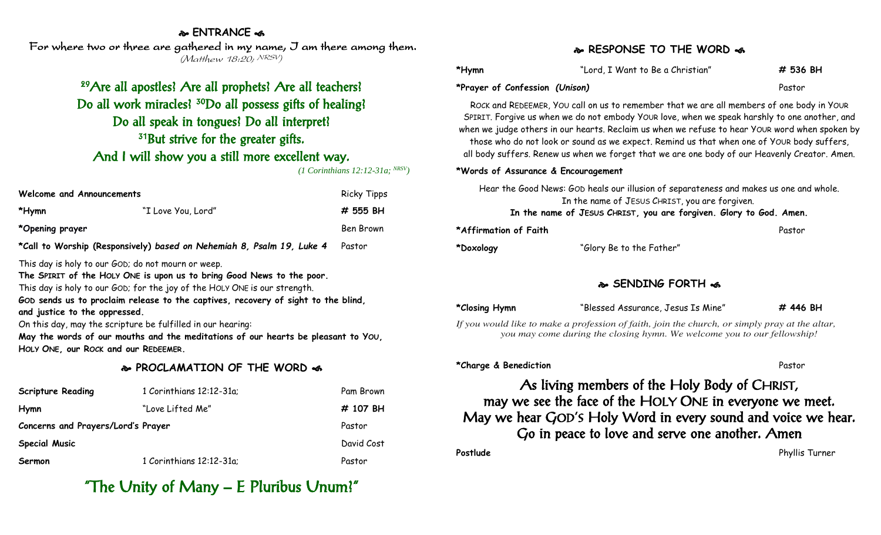## ❧ ENTRANCE ☙

For where two or three are gathered in my name, I am there among them.
*(Matthew 18:20; NRSV)*

[29]Are all apostles? Are all prophets? Are all teachers?
Do all work miracles? [30]Do all possess gifts of healing?
Do all speak in tongues? Do all interpret?
[31]But strive for the greater gifts.
And I will show you a still more excellent way.
*(1 Corinthians 12:12-31a; NRSV)*

| | | |
|---|---|---|
| **Welcome and Announcements** | | Ricky Tipps |
| ***Hymn** | "I Love You, Lord" | **# 555 BH** |
| ***Opening prayer** | | Ben Brown |
| ***Call to Worship (Responsively)** *based on Nehemiah 8, Psalm 19, Luke 4* | | Pastor |

This day is holy to our GOD; do not mourn or weep.
**The SPIRIT of the HOLY ONE is upon us to bring Good News to the poor.**
This day is holy to our GOD; for the joy of the HOLY ONE is our strength.
**GOD sends us to proclaim release to the captives, recovery of sight to the blind, and justice to the oppressed.**
On this day, may the scripture be fulfilled in our hearing:
**May the words of our mouths and the meditations of our hearts be pleasant to YOU, HOLY ONE, our ROCK and our REDEEMER.**

## ❧ PROCLAMATION OF THE WORD ☙

| | | |
|---|---|---|
| **Scripture Reading** | 1 Corinthians 12:12-31a; | Pam Brown |
| **Hymn** | "Love Lifted Me" | **# 107 BH** |
| **Concerns and Prayers/Lord's Prayer** | | Pastor |
| **Special Music** | | David Cost |
| **Sermon** | 1 Corinthians 12:12-31a; | Pastor |

"The Unity of Many – E Pluribus Unum?"

## ❧ RESPONSE TO THE WORD ☙

| | | |
|---|---|---|
| ***Hymn** | "Lord, I Want to Be a Christian" | **# 536 BH** |
| ***Prayer of Confession** *(Unison)* | | Pastor |

ROCK and REDEEMER, YOU call on us to remember that we are all members of one body in YOUR SPIRIT. Forgive us when we do not embody YOUR love, when we speak harshly to one another, and when we judge others in our hearts. Reclaim us when we refuse to hear YOUR word when spoken by those who do not look or sound as we expect. Remind us that when one of YOUR body suffers, all body suffers. Renew us when we forget that we are one body of our Heavenly Creator. Amen.

***Words of Assurance & Encouragement**

Hear the Good News: GOD heals our illusion of separateness and makes us one and whole.
In the name of JESUS CHRIST, you are forgiven.
**In the name of JESUS CHRIST, you are forgiven. Glory to God. Amen.**

| | | |
|---|---|---|
| ***Affirmation of Faith** | | Pastor |
| ***Doxology** | "Glory Be to the Father" | |

## ❧ SENDING FORTH ☙

| | | |
|---|---|---|
| ***Closing Hymn** | "Blessed Assurance, Jesus Is Mine" | **# 446 BH** |

*If you would like to make a profession of faith, join the church, or simply pray at the altar, you may come during the closing hymn. We welcome you to our fellowship!*

| | |
|---|---|
| ***Charge & Benediction** | Pastor |

As living members of the Holy Body of CHRIST,
may we see the face of the HOLY ONE in everyone we meet.
May we hear GOD'S Holy Word in every sound and voice we hear.
Go in peace to love and serve one another. Amen

| | |
|---|---|
| **Postlude** | Phyllis Turner |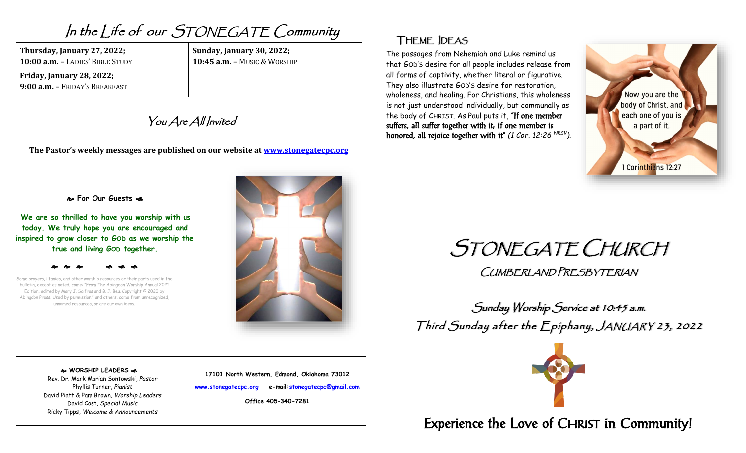# In the Life of our STONEGATE Community

**Thursday, January 27, 2022;**
**10:00 a.m.** – LADIES' BIBLE STUDY

**Friday, January 28, 2022;**
**9:00 a.m.** – FRIDAY'S BREAKFAST

**Sunday, January 30, 2022;**
**10:45 a.m.** – MUSIC & WORSHIP

*You Are All Invited*

**The Pastor's weekly messages are published on our website at www.stonegatecpc.org**

**For Our Guests**

**We are so thrilled to have you worship with us today. We truly hope you are encouraged and inspired to grow closer to GOD as we worship the true and living GOD together.**

Some prayers, litanies, and other worship resources or their parts used in the bulletin, except as noted, come: "From The Abingdon Worship Annual 2021 Edition, edited by Mary J. Scifres and B. J. Beu. Copyright © 2020 by Abingdon Press. Used by permission." and others, come from unrecognized, unnamed resources, or are our own ideas.

**WORSHIP LEADERS**
Rev. Dr. Mark Marian Sontowski, *Pastor*
Phyllis Turner, *Pianist*
David Piatt & Pam Brown, *Worship Leaders*
David Cost, *Special Music*
Ricky Tipps, *Welcome & Announcements*

**17101 North Western, Edmond, Oklahoma 73012**

**www.stonegatecpc.org** **e-mail: stonegatecpc@gmail.com**

**Office 405-340-7281**

## THEME IDEAS

The passages from Nehemiah and Luke remind us that GOD'S desire for all people includes release from all forms of captivity, whether literal or figurative. They also illustrate GOD'S desire for restoration, wholeness, and healing. For Christians, this wholeness is not just understood individually, but communally as the body of CHRIST. As Paul puts it, **"If one member suffers, all suffer together with it; if one member is honored, all rejoice together with it"** *(1 Cor. 12:26 NRSV)*.

Now you are the body of Christ, and each one of you is a part of it.
1 Corinthians 12:27

# STONEGATE CHURCH

## CUMBERLAND PRESBYTERIAN

*Sunday Worship Service at 10:45 a.m.*

*Third Sunday after the Epiphany, JANUARY 23, 2022*

**Experience the Love of CHRIST in Community!**